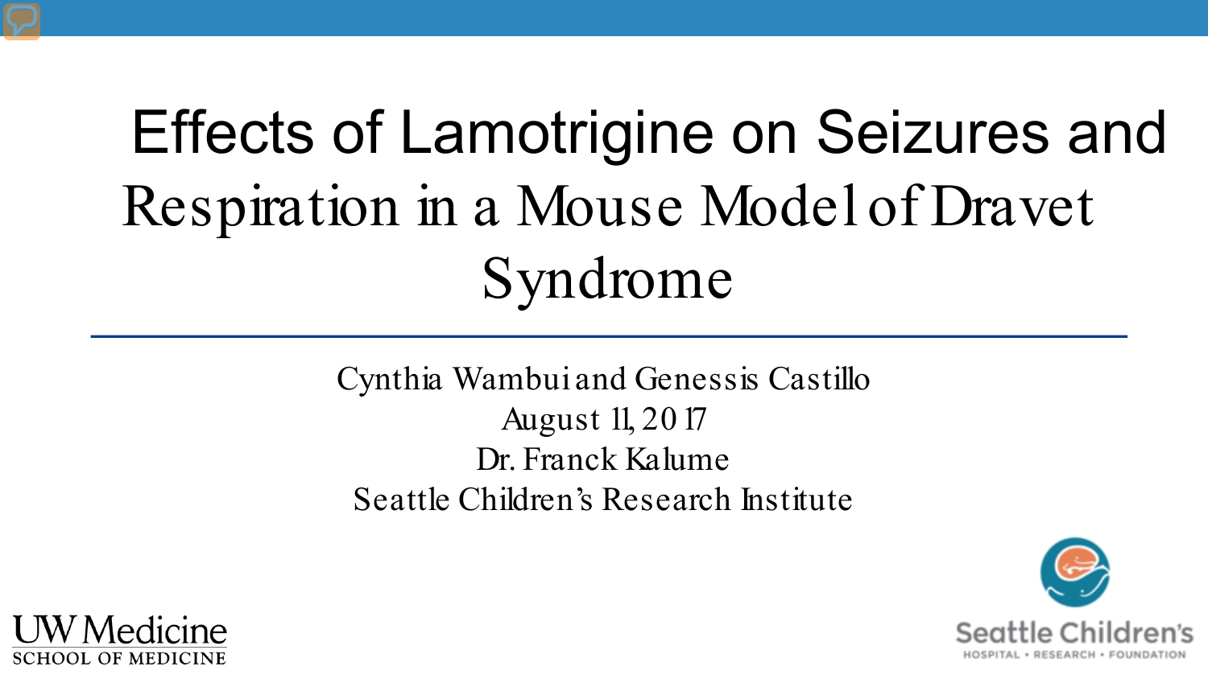# Effects of Lamotrigine on Seizures and Respiration in a Mouse Model of Dravet Syndrome

Cynthia Wambui and Genessis Castillo

August 11, 2017

Dr. Franck Kalume

Seattle Children's Research Institute

UW Medicine
SCHOOL OF MEDICINE

Seattle Children's
HOSPITAL • RESEARCH • FOUNDATION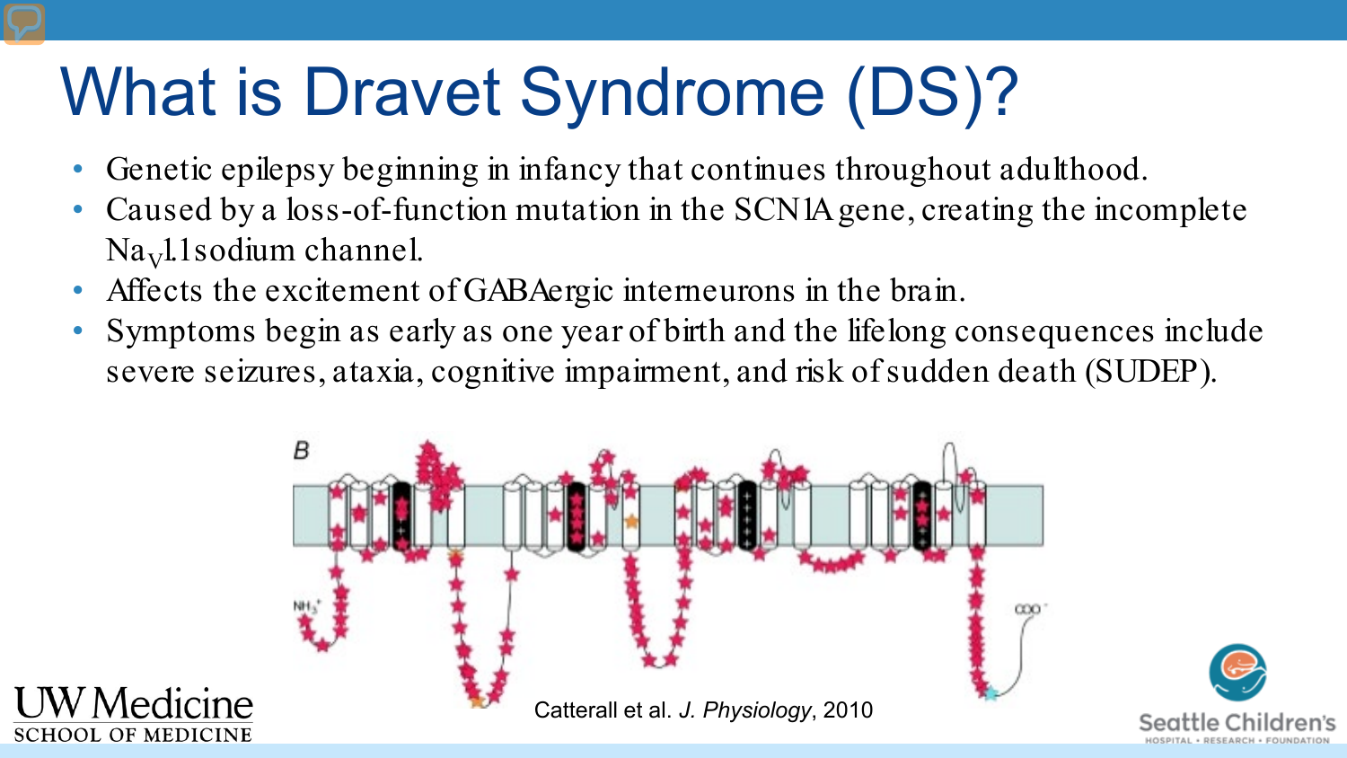# What is Dravet Syndrome (DS)?

- Genetic epilepsy beginning in infancy that continues throughout adulthood.
- Caused by a loss-of-function mutation in the SCN1A gene, creating the incomplete $Na_V1.1$ sodium channel.
- Affects the excitement of GABAergic interneurons in the brain.
- Symptoms begin as early as one year of birth and the lifelong consequences include severe seizures, ataxia, cognitive impairment, and risk of sudden death (SUDEP).

Catterall et al. *J. Physiology*, 2010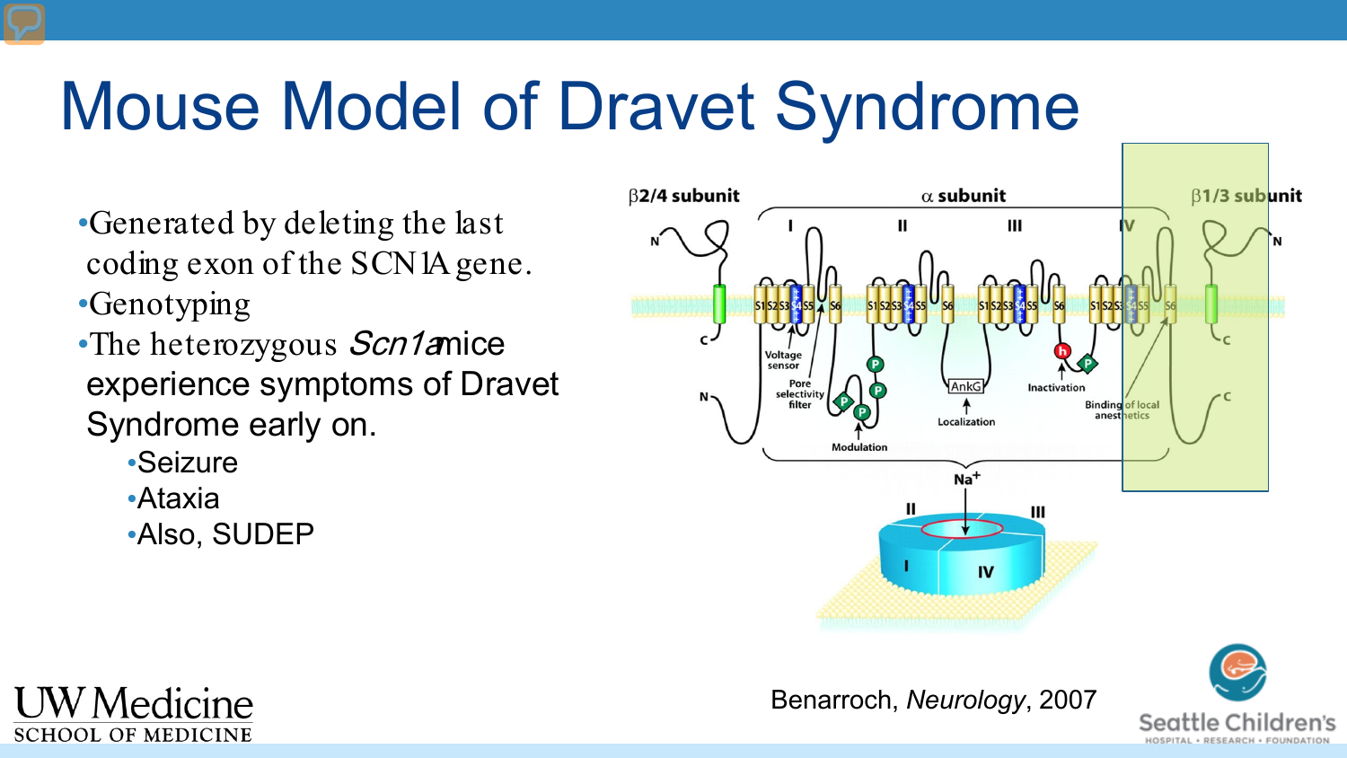# Mouse Model of Dravet Syndrome

- Generated by deleting the last coding exon of the SCN1A gene.
- Genotyping
- The heterozygous *Scn1a* mice experience symptoms of Dravet Syndrome early on.
  - Seizure
  - Ataxia
  - Also, SUDEP

Benarroch, *Neurology*, 2007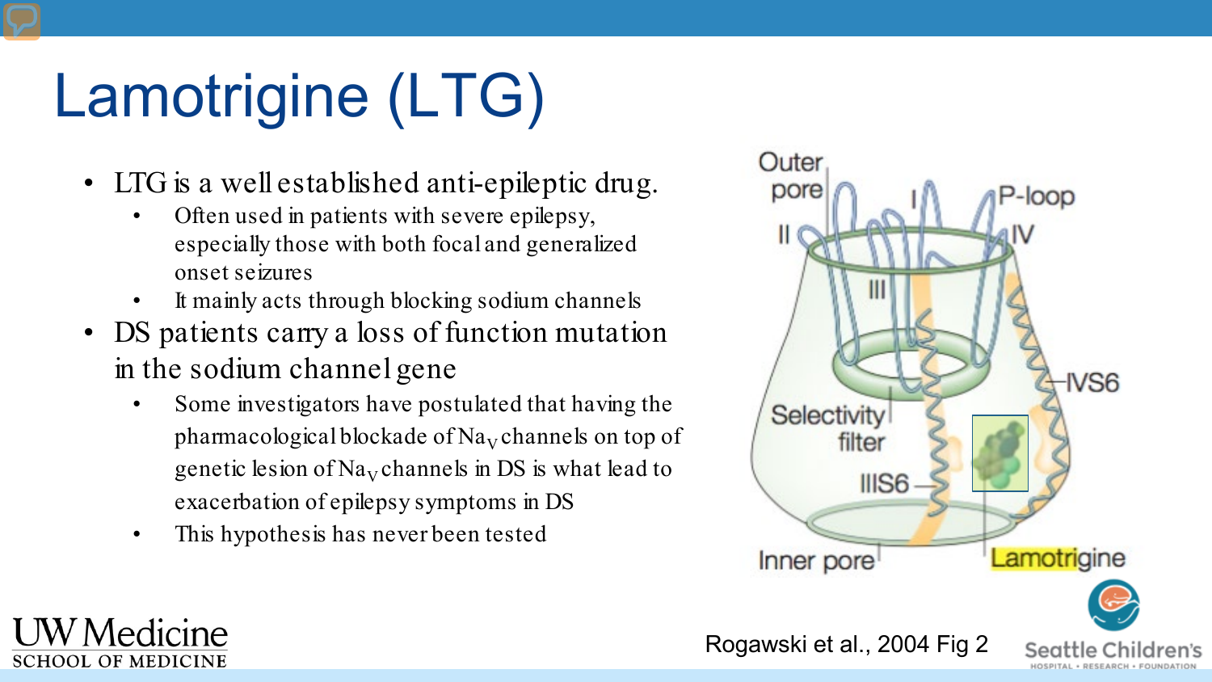# Lamotrigine (LTG)

- LTG is a well established anti-epileptic drug.
  - Often used in patients with severe epilepsy, especially those with both focal and generalized onset seizures
  - It mainly acts through blocking sodium channels
- DS patients carry a loss of function mutation in the sodium channel gene
  - Some investigators have postulated that having the pharmacological blockade of $Na_V$ channels on top of genetic lesion of $Na_V$ channels in DS is what lead to exacerbation of epilepsy symptoms in DS
  - This hypothesis has never been tested

Rogawski et al., 2004 Fig 2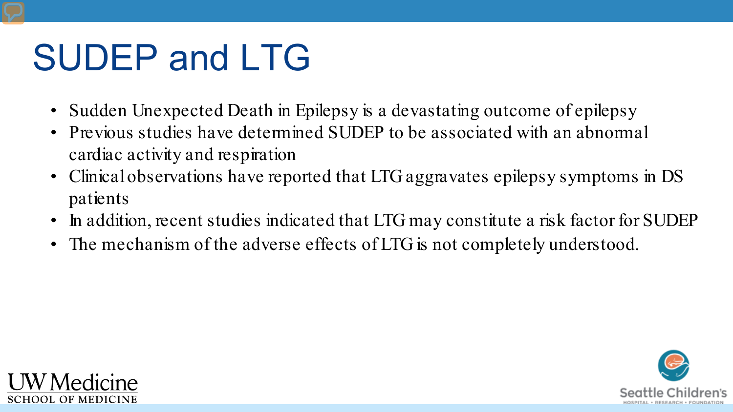# SUDEP and LTG

- Sudden Unexpected Death in Epilepsy is a devastating outcome of epilepsy
- Previous studies have determined SUDEP to be associated with an abnormal cardiac activity and respiration
- Clinical observations have reported that LTG aggravates epilepsy symptoms in DS patients
- In addition, recent studies indicated that LTG may constitute a risk factor for SUDEP
- The mechanism of the adverse effects of LTG is not completely understood.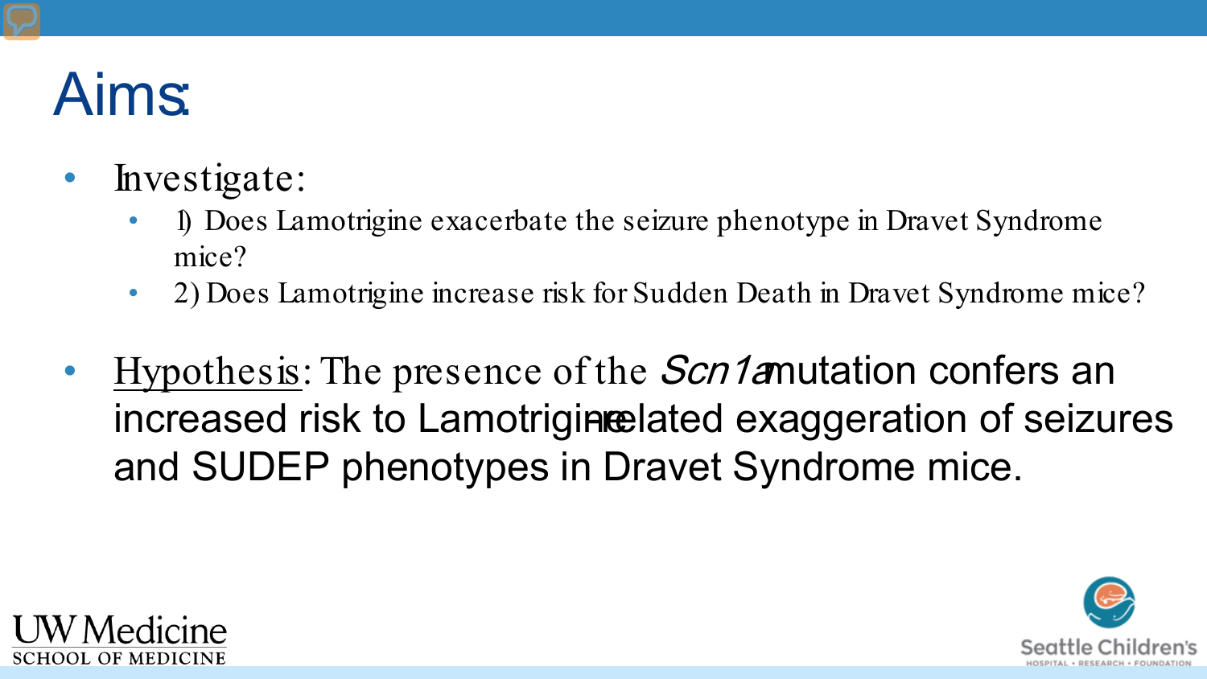# Aims:

- Investigate:
  - 1) Does Lamotrigine exacerbate the seizure phenotype in Dravet Syndrome mice?
  - 2) Does Lamotrigine increase risk for Sudden Death in Dravet Syndrome mice?

- Hypothesis: The presence of the *Scn1a* mutation confers an increased risk to Lamotrigine-related exaggeration of seizures and SUDEP phenotypes in Dravet Syndrome mice.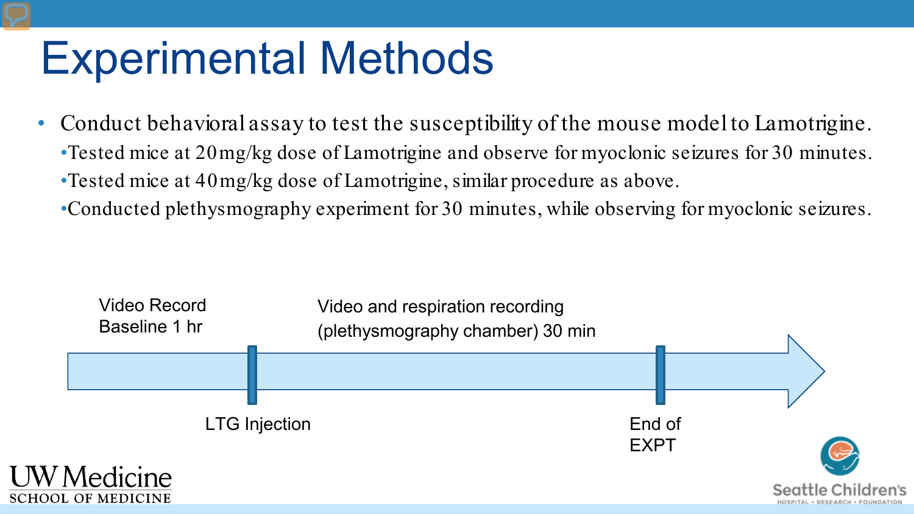# Experimental Methods

- Conduct behavioral assay to test the susceptibility of the mouse model to Lamotrigine.
  - Tested mice at 20mg/kg dose of Lamotrigine and observe for myoclonic seizures for 30 minutes.
  - Tested mice at 40mg/kg dose of Lamotrigine, similar procedure as above.
  - Conducted plethysmography experiment for 30 minutes, while observing for myoclonic seizures.

Video Record Baseline 1 hr

LTG Injection

Video and respiration recording (plethysmography chamber) 30 min

End of EXPT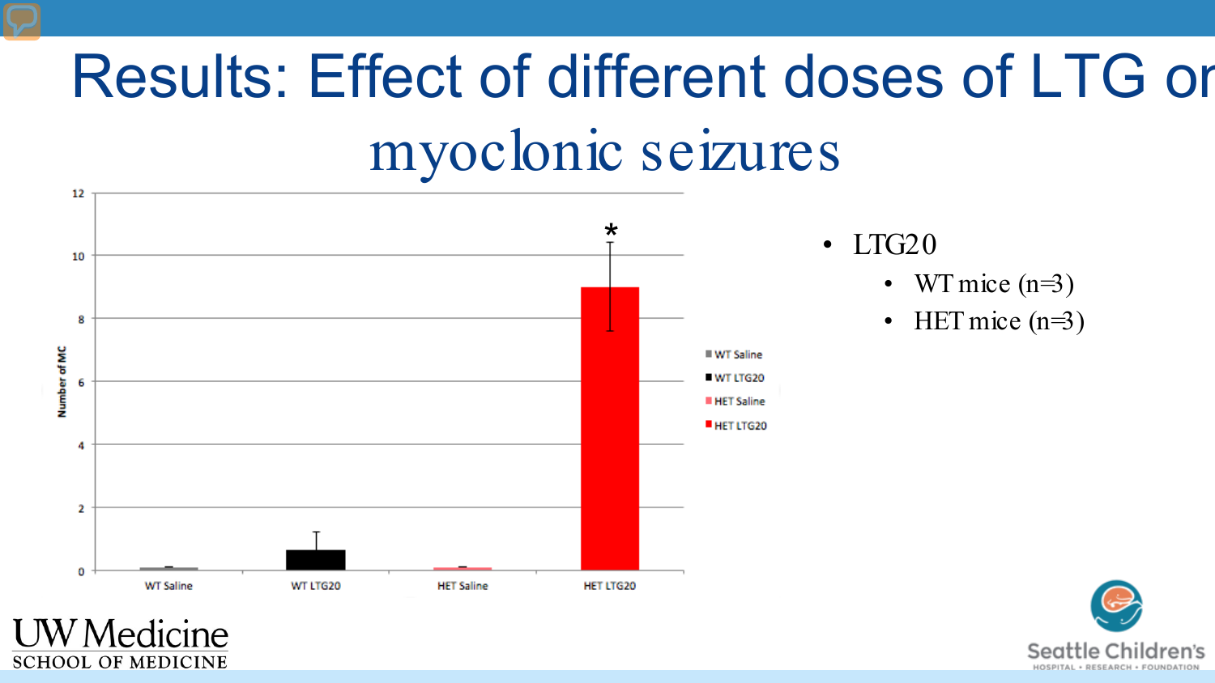# Results: Effect of different doses of LTG on myoclonic seizures

Number of MC

| | WT Saline | WT LTG20 | HET Saline | HET LTG20 |
|---|---|---|---|---|

*

- LTG20
  - WT mice (n=3)
  - HET mice (n=3)

UW Medicine
SCHOOL OF MEDICINE

Seattle Children's
HOSPITAL • RESEARCH • FOUNDATION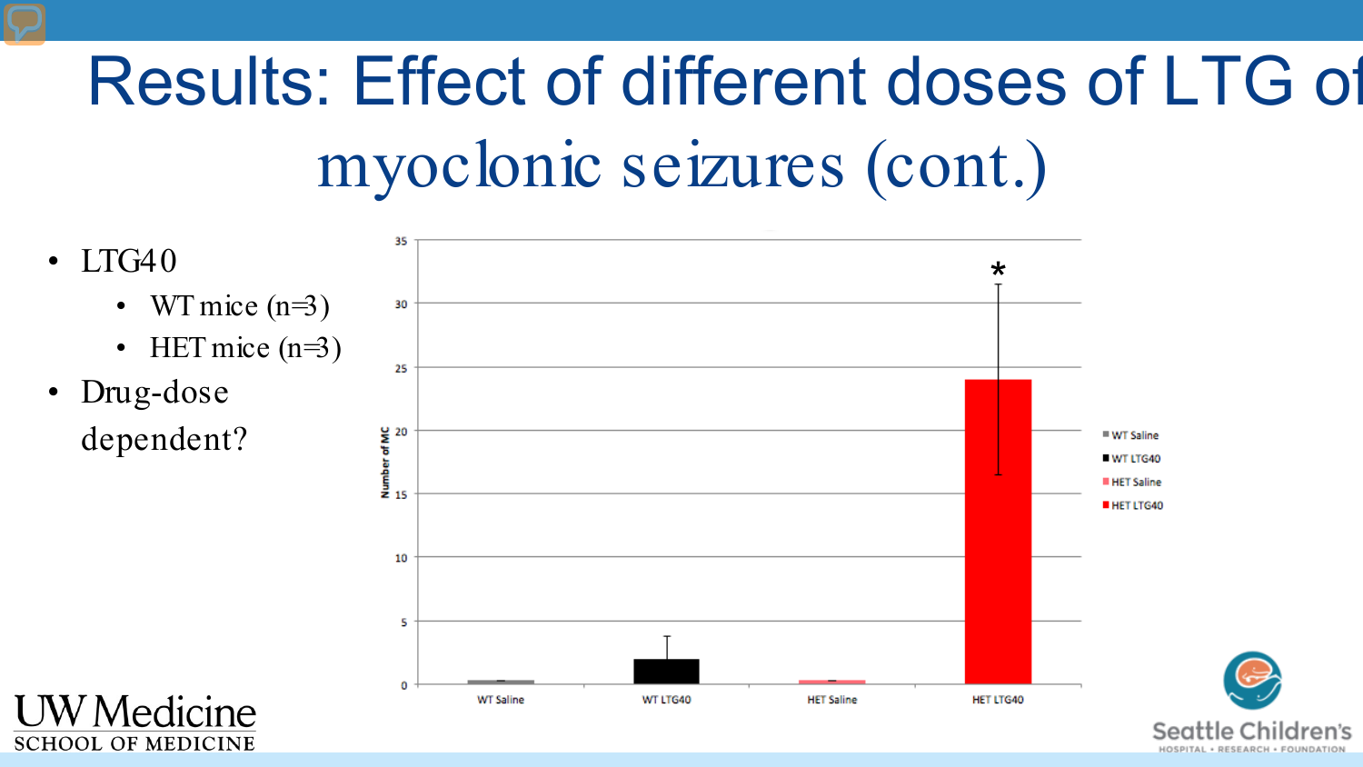# Results: Effect of different doses of LTG of myoclonic seizures (cont.)

- LTG40
  - WT mice (n=3)
  - HET mice (n=3)
- Drug-dose dependent?

Number of MC

| | WT Saline | WT LTG40 | HET Saline | HET LTG40 |
|---|---|---|---|---|
| Number of MC | | | | * |

Legend: WT Saline, WT LTG40, HET Saline, HET LTG40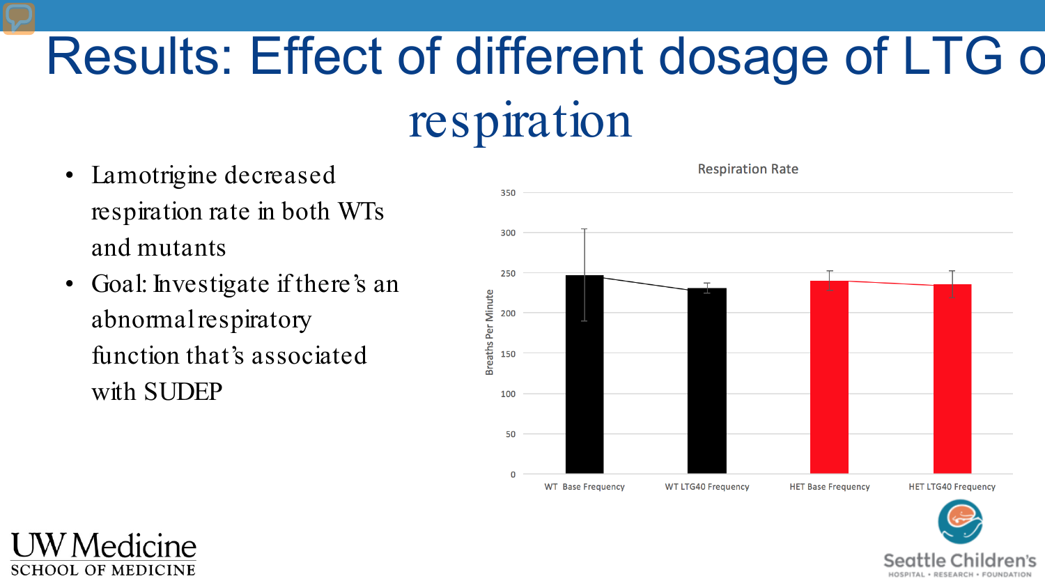# Results: Effect of different dosage of LTG o respiration

- Lamotrigine decreased respiration rate in both WTs and mutants
- Goal: Investigate if there's an abnormal respiratory function that's associated with SUDEP

Respiration Rate

Breaths Per Minute

350
300
250
200
150
100
50
0

WT Base Frequency | WT LTG40 Frequency | HET Base Frequency | HET LTG40 Frequency

UW Medicine
SCHOOL OF MEDICINE

Seattle Children's
HOSPITAL • RESEARCH • FOUNDATION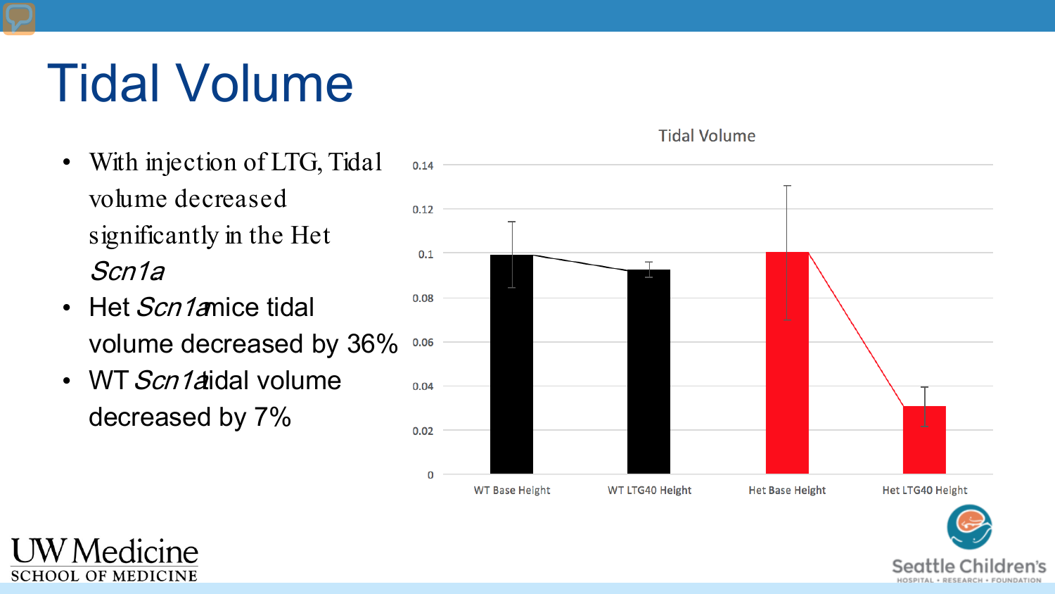# Tidal Volume

- With injection of LTG, Tidal volume decreased significantly in the Het *Scn1a*
- Het *Scn1a* mice tidal volume decreased by 36%
- WT *Scn1a* tidal volume decreased by 7%

Tidal Volume

0.14
0.12
0.1
0.08
0.06
0.04
0.02
0

WT Base Height | WT LTG40 Height | Het Base Height | Het LTG40 Height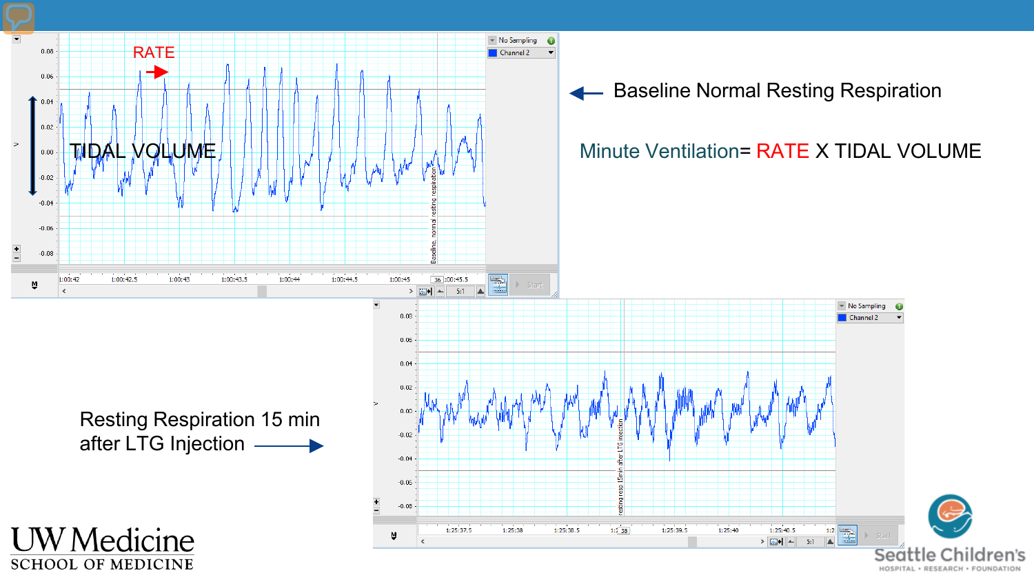Baseline Normal Resting Respiration

Minute Ventilation= RATE X TIDAL VOLUME

Resting Respiration 15 min after LTG Injection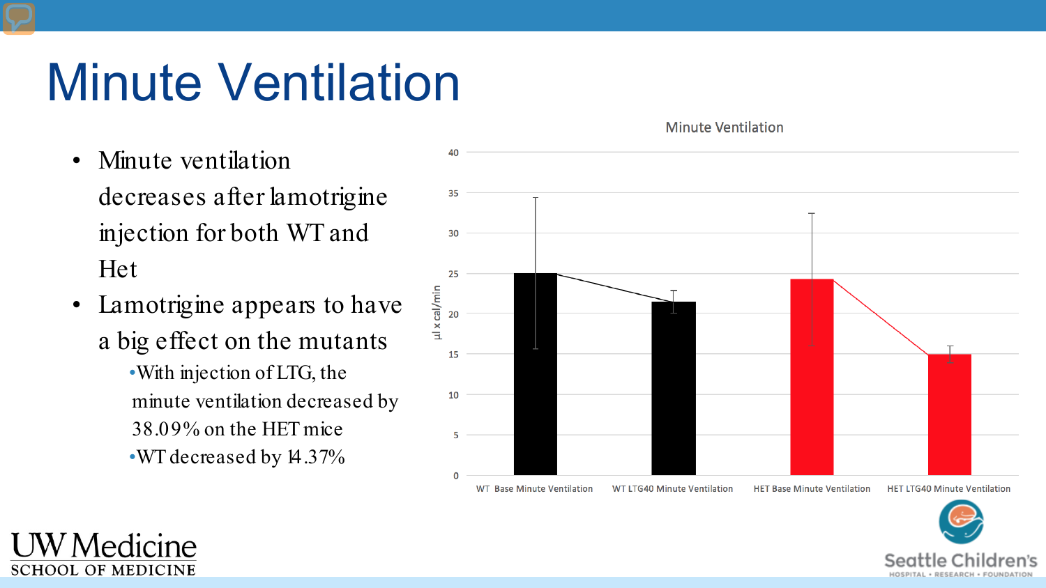# Minute Ventilation

- Minute ventilation decreases after lamotrigine injection for both WT and Het
- Lamotrigine appears to have a big effect on the mutants
  - With injection of LTG, the minute ventilation decreased by 38.09% on the HET mice
  - WT decreased by 14.37%

Minute Ventilation

µl x cal/min

WT Base Minute Ventilation | WT LTG40 Minute Ventilation | HET Base Minute Ventilation | HET LTG40 Minute Ventilation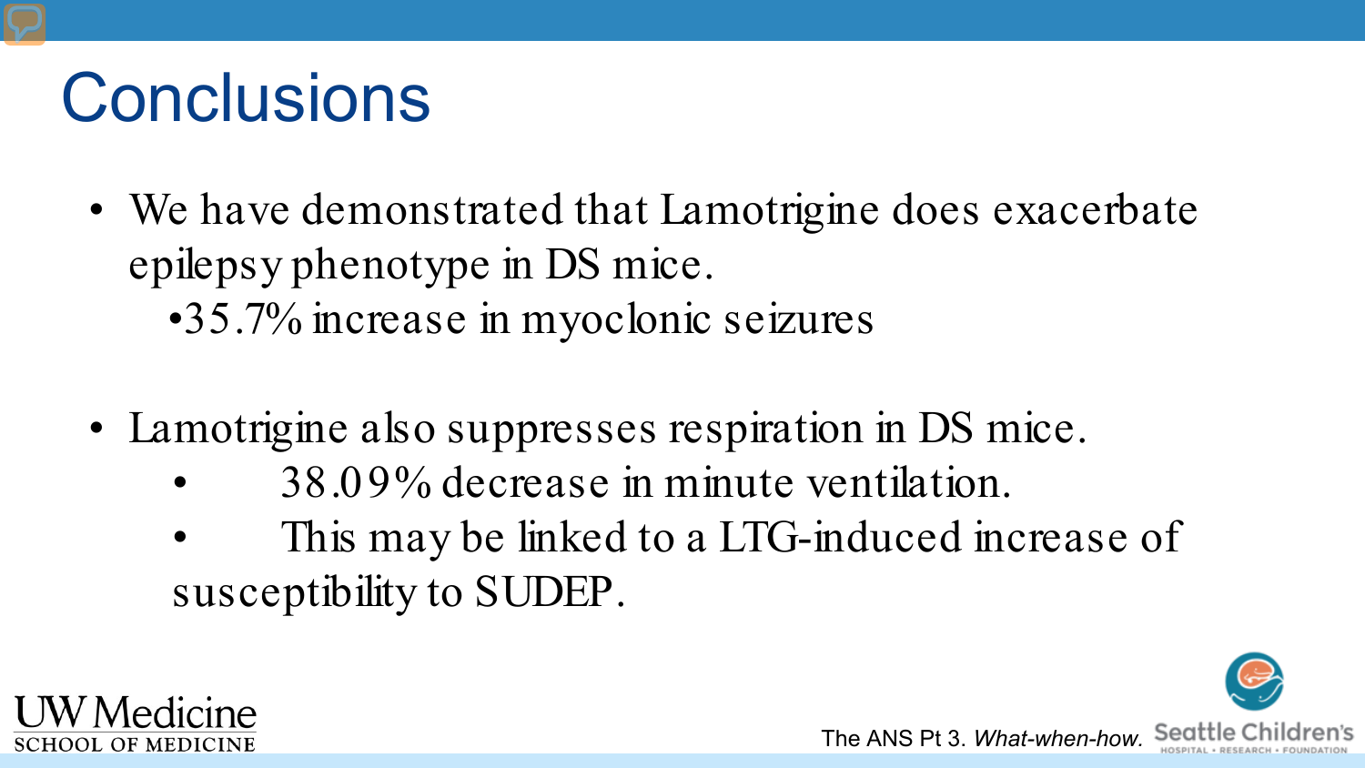# Conclusions

- We have demonstrated that Lamotrigine does exacerbate epilepsy phenotype in DS mice.
  - 35.7% increase in myoclonic seizures

- Lamotrigine also suppresses respiration in DS mice.
  - 38.09% decrease in minute ventilation.
  - This may be linked to a LTG-induced increase of susceptibility to SUDEP.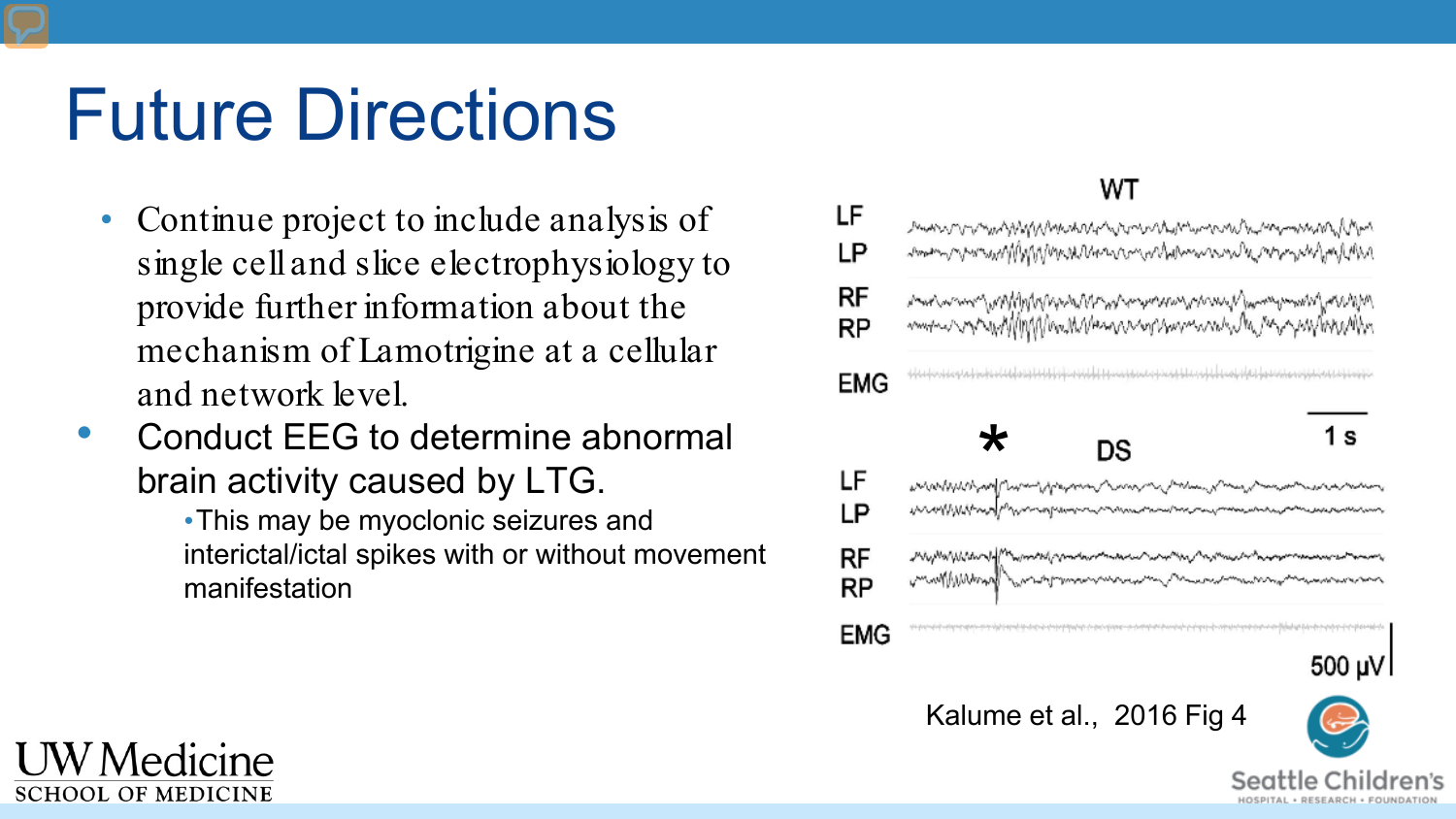# Future Directions

- Continue project to include analysis of single cell and slice electrophysiology to provide further information about the mechanism of Lamotrigine at a cellular and network level.
- Conduct EEG to determine abnormal brain activity caused by LTG.
  - This may be myoclonic seizures and interictal/ictal spikes with or without movement manifestation

Kalume et al., 2016 Fig 4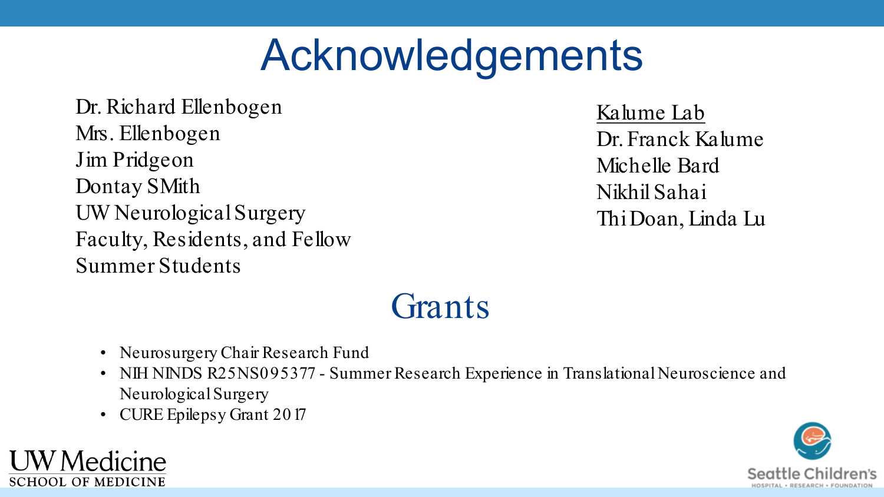# Acknowledgements

Dr. Richard Ellenbogen
Mrs. Ellenbogen
Jim Pridgeon
Dontay SMith
UW Neurological Surgery
Faculty, Residents, and Fellow
Summer Students

Kalume Lab
Dr. Franck Kalume
Michelle Bard
Nikhil Sahai
Thi Doan, Linda Lu

## Grants

- Neurosurgery Chair Research Fund
- NIH NINDS R25NS095377 - Summer Research Experience in Translational Neuroscience and Neurological Surgery
- CURE Epilepsy Grant 2017

UW Medicine
SCHOOL OF MEDICINE

Seattle Children's
HOSPITAL • RESEARCH • FOUNDATION